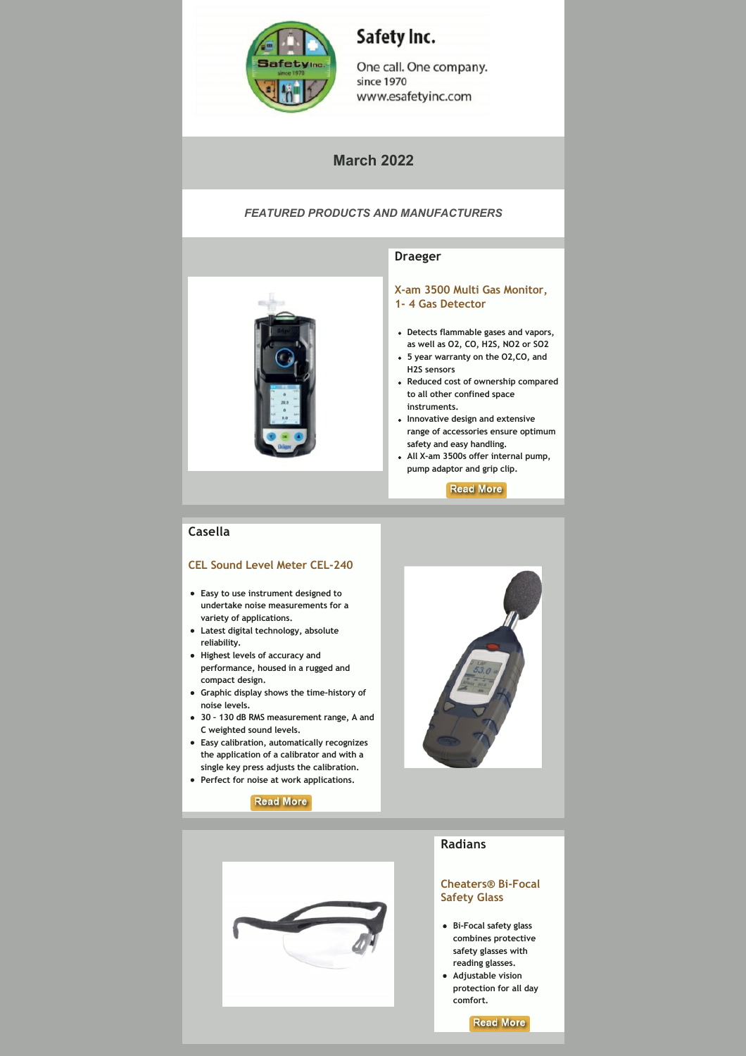# Safety Inc.

One call. One company.
since 1970
www.esafetyinc.com

## March 2022

***FEATURED PRODUCTS AND MANUFACTURERS***

### Draeger

#### X-am 3500 Multi Gas Monitor, 1- 4 Gas Detector

- Detects flammable gases and vapors, as well as O2, CO, H2S, NO2 or SO2
- 5 year warranty on the O2,CO, and H2S sensors
- Reduced cost of ownership compared to all other confined space instruments.
- Innovative design and extensive range of accessories ensure optimum safety and easy handling.
- All X-am 3500s offer internal pump, pump adaptor and grip clip.

Read More

### Casella

#### CEL Sound Level Meter CEL-240

- Easy to use instrument designed to undertake noise measurements for a variety of applications.
- Latest digital technology, absolute reliability.
- Highest levels of accuracy and performance, housed in a rugged and compact design.
- Graphic display shows the time-history of noise levels.
- 30 - 130 dB RMS measurement range, A and C weighted sound levels.
- Easy calibration, automatically recognizes the application of a calibrator and with a single key press adjusts the calibration.
- Perfect for noise at work applications.

Read More

### Radians

#### Cheaters® Bi-Focal Safety Glass

- Bi-Focal safety glass combines protective safety glasses with reading glasses.
- Adjustable vision protection for all day comfort.

Read More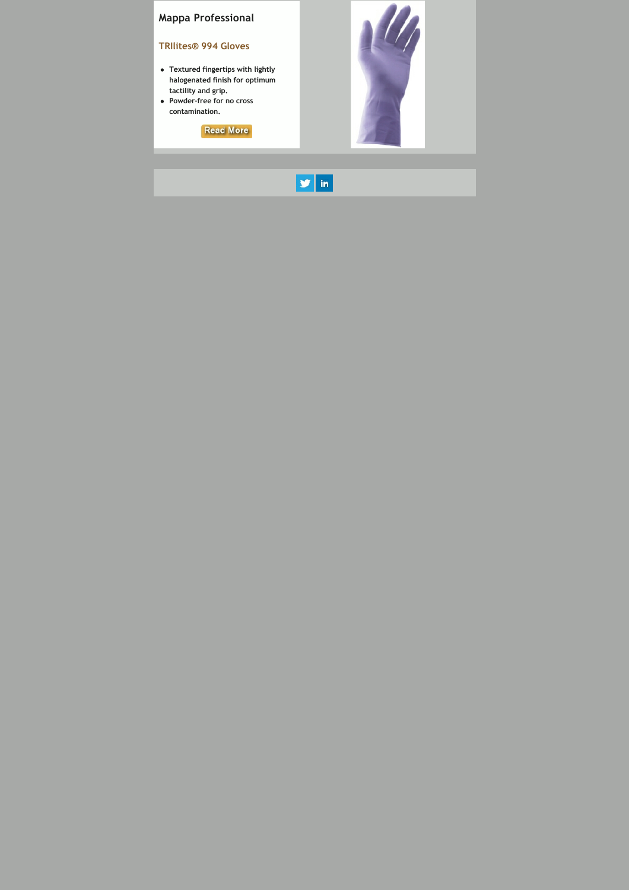## Mappa Professional

### TRIlites® 994 Gloves

- Textured fingertips with lightly halogenated finish for optimum tactility and grip.
- Powder-free for no cross contamination.

Read More